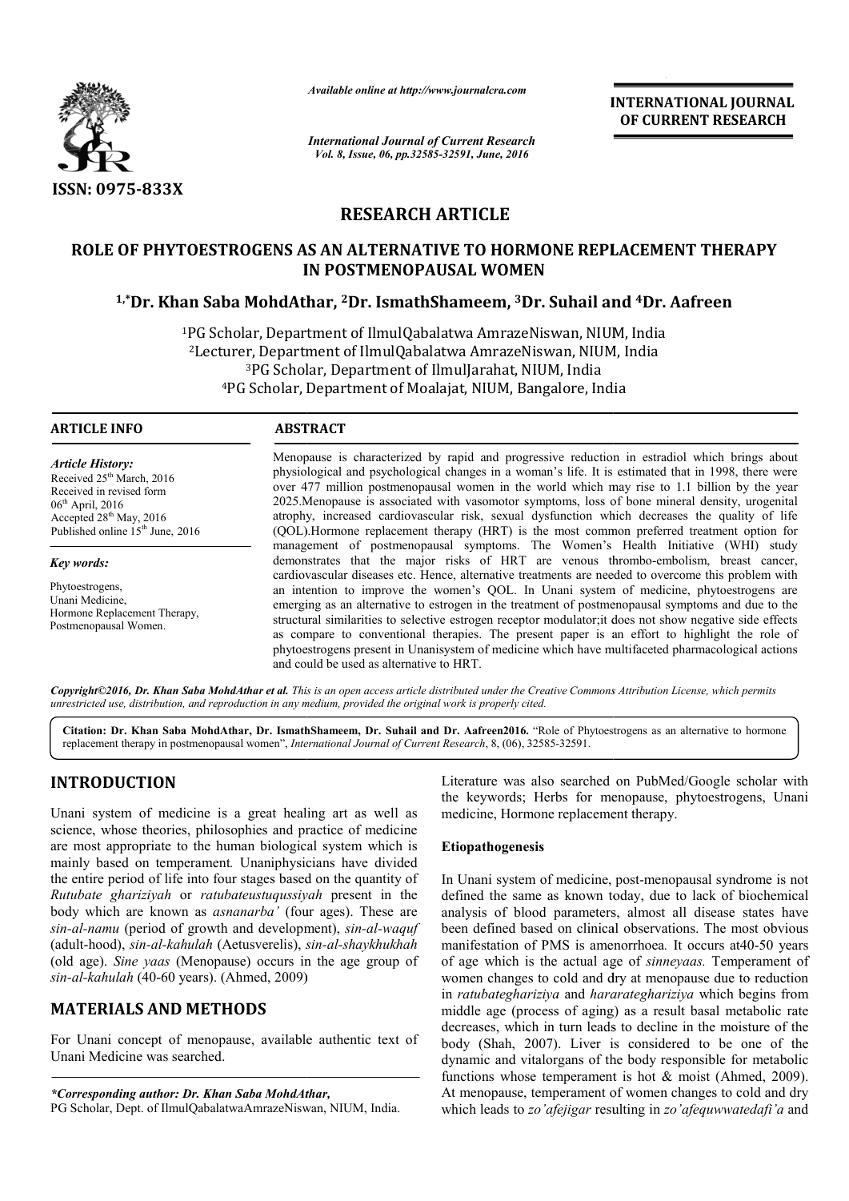ISSN: 0975-833X

*Available online at http://www.journalcra.com*

*International Journal of Current Research*
*Vol. 8, Issue, 06, pp.32585-32591, June, 2016*

**INTERNATIONAL JOURNAL OF CURRENT RESEARCH**

# RESEARCH ARTICLE

# ROLE OF PHYTOESTROGENS AS AN ALTERNATIVE TO HORMONE REPLACEMENT THERAPY IN POSTMENOPAUSAL WOMEN

**[1,*]Dr. Khan Saba MohdAthar, [2]Dr. IsmathShameem, [3]Dr. Suhail and [4]Dr. Aafreen**

[1]PG Scholar, Department of IlmulQabalatwa AmrazeNiswan, NIUM, India
[2]Lecturer, Department of IlmulQabalatwa AmrazeNiswan, NIUM, India
[3]PG Scholar, Department of IlmulJarahat, NIUM, India
[4]PG Scholar, Department of Moalajat, NIUM, Bangalore, India

**ARTICLE INFO**

*Article History:*
Received 25th March, 2016
Received in revised form
06th April, 2016
Accepted 28th May, 2016
Published online 15th June, 2016

*Key words:*

Phytoestrogens,
Unani Medicine,
Hormone Replacement Therapy,
Postmenopausal Women.

**ABSTRACT**

Menopause is characterized by rapid and progressive reduction in estradiol which brings about physiological and psychological changes in a woman's life. It is estimated that in 1998, there were over 477 million postmenopausal women in the world which may rise to 1.1 billion by the year 2025.Menopause is associated with vasomotor symptoms, loss of bone mineral density, urogenital atrophy, increased cardiovascular risk, sexual dysfunction which decreases the quality of life (QOL).Hormone replacement therapy (HRT) is the most common preferred treatment option for management of postmenopausal symptoms. The Women's Health Initiative (WHI) study demonstrates that the major risks of HRT are venous thrombo-embolism, breast cancer, cardiovascular diseases etc. Hence, alternative treatments are needed to overcome this problem with an intention to improve the women's QOL. In Unani system of medicine, phytoestrogens are emerging as an alternative to estrogen in the treatment of postmenopausal symptoms and due to the structural similarities to selective estrogen receptor modulator;it does not show negative side effects as compare to conventional therapies. The present paper is an effort to highlight the role of phytoestrogens present in Unanisystem of medicine which have multifaceted pharmacological actions and could be used as alternative to HRT.

*Copyright©2016, Dr. Khan Saba MohdAthar et al. This is an open access article distributed under the Creative Commons Attribution License, which permits unrestricted use, distribution, and reproduction in any medium, provided the original work is properly cited.*

**Citation: Dr. Khan Saba MohdAthar, Dr. IsmathShameem, Dr. Suhail and Dr. Aafreen2016.** "Role of Phytoestrogens as an alternative to hormone replacement therapy in postmenopausal women", *International Journal of Current Research*, 8, (06), 32585-32591.

## INTRODUCTION

Unani system of medicine is a great healing art as well as science, whose theories, philosophies and practice of medicine are most appropriate to the human biological system which is mainly based on temperament. Unaniphysicians have divided the entire period of life into four stages based on the quantity of *Rutubate ghariziyah* or *ratubateustuqussiyah* present in the body which are known as *asnanarba'* (four ages). These are *sin-al-namu* (period of growth and development), *sin-al-waquf* (adult-hood), *sin-al-kahulah* (Aetusverelis), *sin-al-shaykhukhah* (old age). *Sine yaas* (Menopause) occurs in the age group of *sin-al-kahulah* (40-60 years). (Ahmed, 2009)

## MATERIALS AND METHODS

For Unani concept of menopause, available authentic text of Unani Medicine was searched.

Literature was also searched on PubMed/Google scholar with the keywords; Herbs for menopause, phytoestrogens, Unani medicine, Hormone replacement therapy.

### Etiopathogenesis

In Unani system of medicine, post-menopausal syndrome is not defined the same as known today, due to lack of biochemical analysis of blood parameters, almost all disease states have been defined based on clinical observations. The most obvious manifestation of PMS is amenorrhoea. It occurs at40-50 years of age which is the actual age of *sinneyaas.* Temperament of women changes to cold and dry at menopause due to reduction in *ratubategh­ariziya* and *hararategh­ariziya* which begins from middle age (process of aging) as a result basal metabolic rate decreases, which in turn leads to decline in the moisture of the body (Shah, 2007). Liver is considered to be one of the dynamic and vitalorgans of the body responsible for metabolic functions whose temperament is hot & moist (Ahmed, 2009). At menopause, temperament of women changes to cold and dry which leads to *zo'afejigar* resulting in *zo'afequwwatedafi'a* and

*\*Corresponding author: Dr. Khan Saba MohdAthar,*
PG Scholar, Dept. of IlmulQabalatwaAmrazeNiswan, NIUM, India.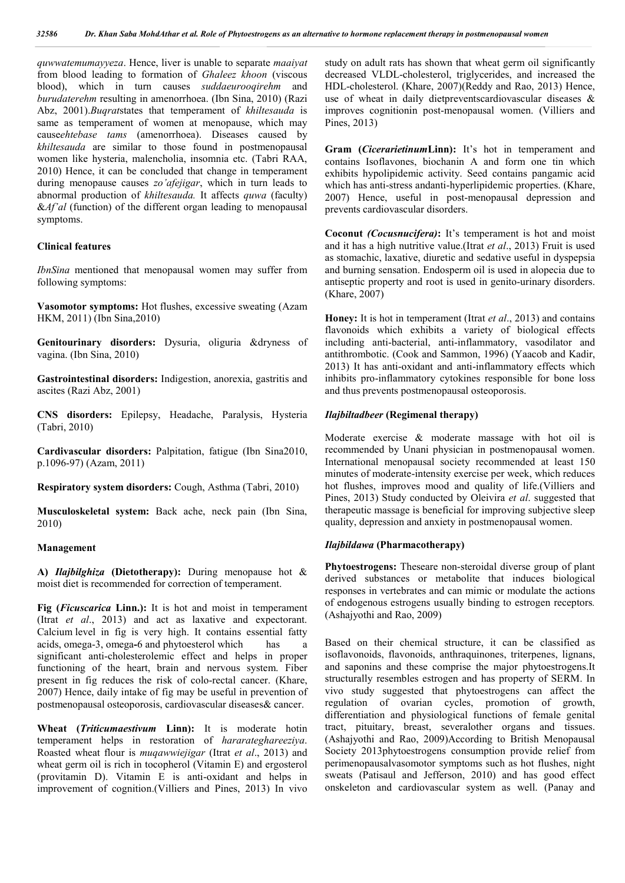*quwwatemumayyeza*. Hence, liver is unable to separate *maaiyat* from blood leading to formation of *Ghaleez khoon* (viscous blood), which in turn causes *suddaeurooqirehm* and *burudaterehm* resulting in amenorrhoea. (Ibn Sina, 2010) (Razi Abz, 2001).*Buqrat*states that temperament of *khiltesauda* is same as temperament of women at menopause, which may cause*ehtebase tams* (amenorrhoea). Diseases caused by *khiltesauda* are similar to those found in postmenopausal women like hysteria, malencholia, insomnia etc. (Tabri RAA, 2010) Hence, it can be concluded that change in temperament during menopause causes *zo'afejigar*, which in turn leads to abnormal production of *khiltesauda.* It affects *quwa* (faculty) &*Af'al* (function) of the different organ leading to menopausal symptoms.

### Clinical features

*IbnSina* mentioned that menopausal women may suffer from following symptoms:

**Vasomotor symptoms:** Hot flushes, excessive sweating (Azam HKM, 2011) (Ibn Sina,2010)

**Genitourinary disorders:** Dysuria, oliguria &dryness of vagina. (Ibn Sina, 2010)

**Gastrointestinal disorders:** Indigestion, anorexia, gastritis and ascites (Razi Abz, 2001)

**CNS disorders:** Epilepsy, Headache, Paralysis, Hysteria (Tabri, 2010)

**Cardivascular disorders:** Palpitation, fatigue (Ibn Sina2010, p.1096-97) (Azam, 2011)

**Respiratory system disorders:** Cough, Asthma (Tabri, 2010)

**Musculoskeletal system:** Back ache, neck pain (Ibn Sina, 2010)

### Management

**A) *Ilajbilghiza* (Dietotherapy):** During menopause hot & moist diet is recommended for correction of temperament.

**Fig (*Ficuscarica* Linn.):** It is hot and moist in temperament (Itrat *et al*., 2013) and act as laxative and expectorant. Calcium level in fig is very high. It contains essential fatty acids, omega-3, omega-6 and phytosterol which has a significant anti-cholesterolemic effect and helps in proper functioning of the heart, brain and nervous system. Fiber present in fig reduces the risk of colo-rectal cancer. (Khare, 2007) Hence, daily intake of fig may be useful in prevention of postmenopausal osteoporosis, cardiovascular diseases& cancer.

**Wheat (*Triticumaestivum* Linn):** It is moderate hotin temperament helps in restoration of *hararateghareeziya*. Roasted wheat flour is *muqawwiejigar* (Itrat *et al*., 2013) and wheat germ oil is rich in tocopherol (Vitamin E) and ergosterol (provitamin D). Vitamin E is anti-oxidant and helps in improvement of cognition.(Villiers and Pines, 2013) In vivo study on adult rats has shown that wheat germ oil significantly decreased VLDL-cholesterol, triglycerides, and increased the HDL-cholesterol. (Khare, 2007)(Reddy and Rao, 2013) Hence, use of wheat in daily dietpreventscardiovascular diseases & improves cognitionin post-menopausal women. (Villiers and Pines, 2013)

**Gram (*Cicerarietinum*Linn):** It's hot in temperament and contains Isoflavones, biochanin A and form one tin which exhibits hypolipidemic activity. Seed contains pangamic acid which has anti-stress andanti-hyperlipidemic properties. (Khare, 2007) Hence, useful in post-menopausal depression and prevents cardiovascular disorders.

**Coconut *(Cocusnucifera)*:** It's temperament is hot and moist and it has a high nutritive value.(Itrat *et al*., 2013) Fruit is used as stomachic, laxative, diuretic and sedative useful in dyspepsia and burning sensation. Endosperm oil is used in alopecia due to antiseptic property and root is used in genito-urinary disorders. (Khare, 2007)

**Honey:** It is hot in temperament (Itrat *et al*., 2013) and contains flavonoids which exhibits a variety of biological effects including anti-bacterial, anti-inflammatory, vasodilator and antithrombotic. (Cook and Sammon, 1996) (Yaacob and Kadir, 2013) It has anti-oxidant and anti-inflammatory effects which inhibits pro-inflammatory cytokines responsible for bone loss and thus prevents postmenopausal osteoporosis.

### *Ilajbiltadbeer* (Regimenal therapy)

Moderate exercise & moderate massage with hot oil is recommended by Unani physician in postmenopausal women. International menopausal society recommended at least 150 minutes of moderate-intensity exercise per week, which reduces hot flushes, improves mood and quality of life.(Villiers and Pines, 2013) Study conducted by Oleivira *et al*. suggested that therapeutic massage is beneficial for improving subjective sleep quality, depression and anxiety in postmenopausal women.

### *Ilajbildawa* (Pharmacotherapy)

**Phytoestrogens:** Theseare non-steroidal diverse group of plant derived substances or metabolite that induces biological responses in vertebrates and can mimic or modulate the actions of endogenous estrogens usually binding to estrogen receptors*.* (Ashajyothi and Rao, 2009)

Based on their chemical structure, it can be classified as isoflavonoids, flavonoids, anthraquinones, triterpenes, lignans, and saponins and these comprise the major phytoestrogens.It structurally resembles estrogen and has property of SERM. In vivo study suggested that phytoestrogens can affect the regulation of ovarian cycles, promotion of growth, differentiation and physiological functions of female genital tract, pituitary, breast, severalother organs and tissues. (Ashajyothi and Rao, 2009)According to British Menopausal Society 2013phytoestrogens consumption provide relief from perimenopausalvasomotor symptoms such as hot flushes, night sweats (Patisaul and Jefferson, 2010) and has good effect onskeleton and cardiovascular system as well. (Panay and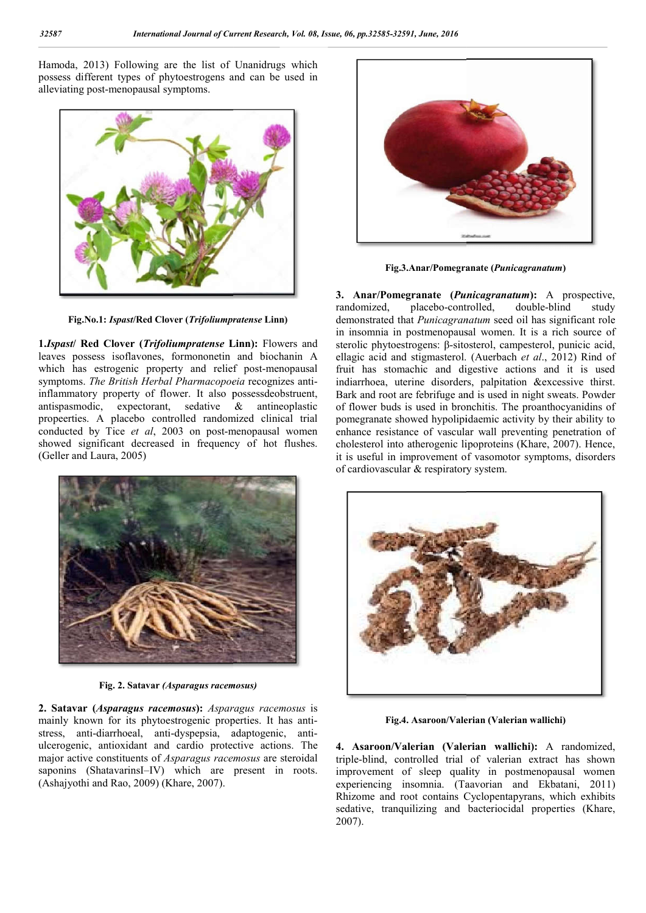Hamoda, 2013) Following are the list of Unanidrugs which possess different types of phytoestrogens and can be used in alleviating post-menopausal symptoms.

**Fig.No.1: *Ispast*/Red Clover (*Trifoliumpratense* Linn)**

**1.*Ispast*/ Red Clover (*Trifoliumpratense* Linn):** Flowers and leaves possess isoflavones, formononetin and biochanin A which has estrogenic property and relief post-menopausal symptoms. *The British Herbal Pharmacopoeia* recognizes anti-inflammatory property of flower. It also possessdeobstruent, antispasmodic, expectorant, sedative & antineoplastic propeerties. A placebo controlled randomized clinical trial conducted by Tice *et al*, 2003 on post-menopausal women showed significant decreased in frequency of hot flushes. (Geller and Laura, 2005)

**Fig. 2. Satavar *(Asparagus racemosus)***

**2. Satavar (*Asparagus racemosus*):** *Asparagus racemosus* is mainly known for its phytoestrogenic properties. It has anti-stress, anti-diarrhoeal, anti-dyspepsia, adaptogenic, anti-ulcerogenic, antioxidant and cardio protective actions. The major active constituents of *Asparagus racemosus* are steroidal saponins (ShatavarinsI–IV) which are present in roots. (Ashajyothi and Rao, 2009) (Khare, 2007).

**Fig.3.Anar/Pomegranate (*Punicagranatum*)**

**3. Anar/Pomegranate (*Punicagranatum*):** A prospective, randomized, placebo-controlled, double-blind study demonstrated that *Punicagranatum* seed oil has significant role in insomnia in postmenopausal women. It is a rich source of sterolic phytoestrogens: β-sitosterol, campesterol, punicic acid, ellagic acid and stigmasterol. (Auerbach *et al*., 2012) Rind of fruit has stomachic and digestive actions and it is used indiarrhoea, uterine disorders, palpitation &excessive thirst. Bark and root are febrifuge and is used in night sweats. Powder of flower buds is used in bronchitis. The proanthocyanidins of pomegranate showed hypolipidaemic activity by their ability to enhance resistance of vascular wall preventing penetration of cholesterol into atherogenic lipoproteins (Khare, 2007). Hence, it is useful in improvement of vasomotor symptoms, disorders of cardiovascular & respiratory system.

**Fig.4. Asaroon/Valerian (Valerian wallichi)**

**4. Asaroon/Valerian (Valerian wallichi):** A randomized, triple-blind, controlled trial of valerian extract has shown improvement of sleep quality in postmenopausal women experiencing insomnia. (Taavorian and Ekbatani, 2011) Rhizome and root contains Cyclopentapyrans, which exhibits sedative, tranquilizing and bacteriocidal properties (Khare, 2007).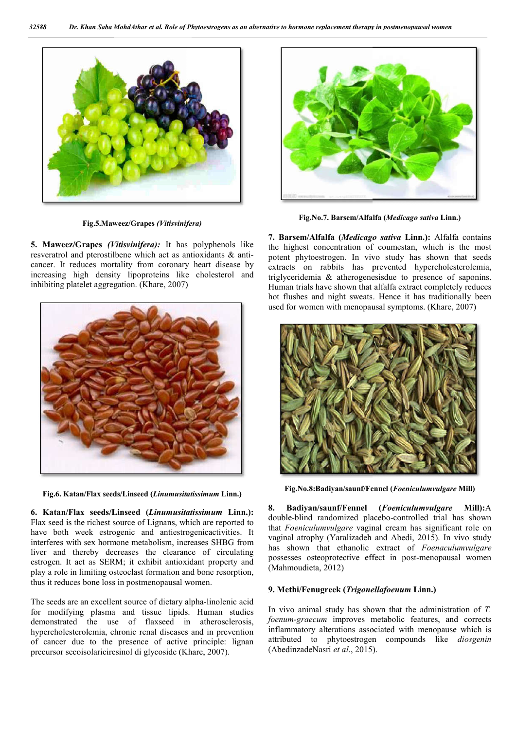Fig.5.Maweez/Grapes *(Vitisvinifera)*

**5. Maweez/Grapes *(Vitisvinifera):*** It has polyphenols like resveratrol and pterostilbene which act as antioxidants & anti-cancer. It reduces mortality from coronary heart disease by increasing high density lipoproteins like cholesterol and inhibiting platelet aggregation. (Khare, 2007)

**Fig.6. Katan/Flax seeds/Linseed (*Linumusitatissimum* Linn.)**

**6. Katan/Flax seeds/Linseed (*Linumusitatissimum* Linn.):** Flax seed is the richest source of Lignans, which are reported to have both week estrogenic and antiestrogenicactivities. It interferes with sex hormone metabolism, increases SHBG from liver and thereby decreases the clearance of circulating estrogen. It act as SERM; it exhibit antioxidant property and play a role in limiting osteoclast formation and bone resorption, thus it reduces bone loss in postmenopausal women.

The seeds are an excellent source of dietary alpha-linolenic acid for modifying plasma and tissue lipids. Human studies demonstrated the use of flaxseed in atherosclerosis, hypercholesterolemia, chronic renal diseases and in prevention of cancer due to the presence of active principle: lignan precursor secoisolariciresinol di glycoside (Khare, 2007).

**Fig.No.7. Barsem/Alfalfa (*Medicago sativa* Linn.)**

**7. Barsem/Alfalfa (*Medicago sativa* Linn.):** Alfalfa contains the highest concentration of coumestan, which is the most potent phytoestrogen. In vivo study has shown that seeds extracts on rabbits has prevented hypercholesterolemia, triglyceridemia & atherogenesisdue to presence of saponins. Human trials have shown that alfalfa extract completely reduces hot flushes and night sweats. Hence it has traditionally been used for women with menopausal symptoms. (Khare, 2007)

**Fig.No.8:Badiyan/saunf/Fennel (*Foeniculumvulgare* Mill)**

**8. Badiyan/saunf/Fennel (*Foeniculumvulgare* Mill):**A double-blind randomized placebo-controlled trial has shown that *Foeniculumvulgare* vaginal cream has significant role on vaginal atrophy (Yaralizadeh and Abedi, 2015). In vivo study has shown that ethanolic extract of *Foenaculumvulgare* possesses osteoprotective effect in post-menopausal women (Mahmoudieta, 2012)

### 9. Methi/Fenugreek (*Trigonellafoenum* Linn.)

In vivo animal study has shown that the administration of *T. foenum-graecum* improves metabolic features, and corrects inflammatory alterations associated with menopause which is attributed to phytoestrogen compounds like *diosgenin* (AbedinzadeNasri *et al*., 2015).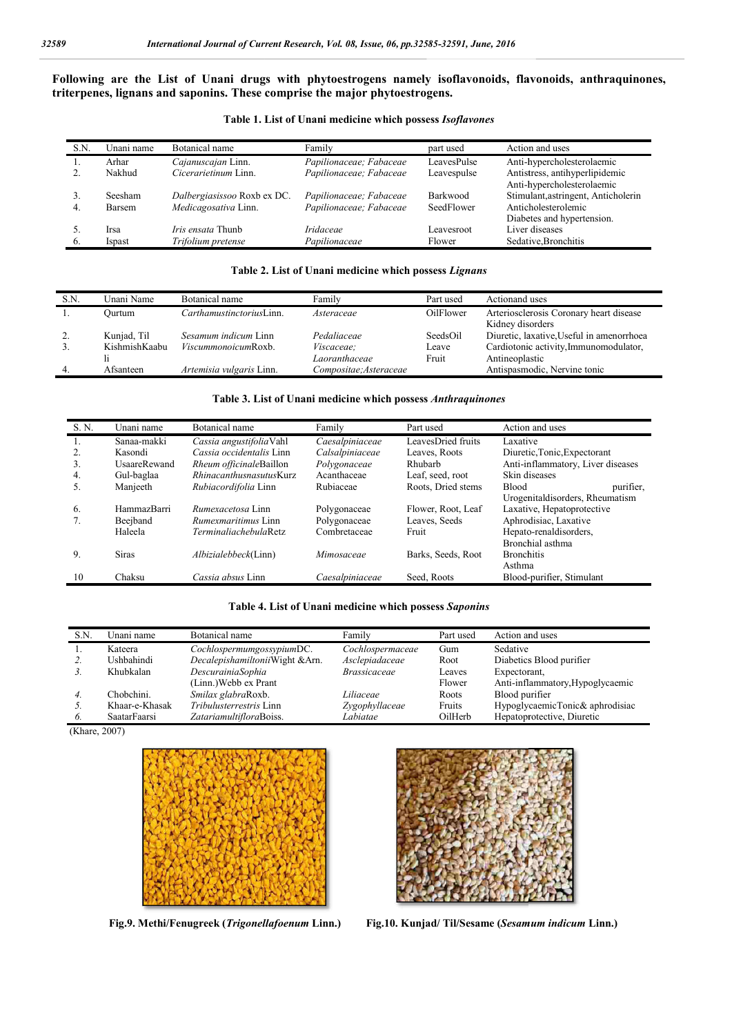**Following are the List of Unani drugs with phytoestrogens namely isoflavonoids, flavonoids, anthraquinones, triterpenes, lignans and saponins. These comprise the major phytoestrogens.**

**Table 1. List of Unani medicine which possess *Isoflavones***

| S.N. | Unani name | Botanical name | Family | part used | Action and uses |
|---|---|---|---|---|---|
| 1. | Arhar | *Cajanuscajan* Linn. | *Papilionaceae; Fabaceae* | LeavesPulse | Anti-hypercholesterolaemic |
| 2. | Nakhud | *Cicerarietinum* Linn. | *Papilionaceae; Fabaceae* | Leavespulse | Antistress, antihyperlipidemic Anti-hypercholesterolaemic |
| 3. | Seesham | *Dalbergiasissoo* Roxb ex DC. | *Papilionaceae; Fabaceae* | Barkwood | Stimulant,astringent, Anticholerin |
| 4. | Barsem | *Medicagosativa* Linn. | *Papilionaceae; Fabaceae* | SeedFlower | Anticholesterolemic Diabetes and hypertension. |
| 5. | Irsa | *Iris ensata* Thunb | *Iridaceae* | Leavesroot | Liver diseases |
| 6. | Ispast | *Trifolium pretense* | *Papilionaceae* | Flower | Sedative,Bronchitis |

**Table 2. List of Unani medicine which possess *Lignans***

| S.N. | Unani Name | Botanical name | Family | Part used | Actionand uses |
|---|---|---|---|---|---|
| 1. | Qurtum | *CarthamustinctoriusLinn.* | *Asteraceae* | OilFlower | Arteriosclerosis Coronary heart disease Kidney disorders |
| 2. | Kunjad, Til | *Sesamum indicum* Linn | *Pedaliaceae* | SeedsOil | Diuretic, laxative,Useful in amenorrhoea |
| 3. | KishmishKaabu li | *ViscummonoicumRoxb.* | *Viscaceae; Laoranthaceae* | Leave Fruit | Cardiotonic activity,Immunomodulator, Antineoplastic |
| 4. | Afsanteen | *Artemisia vulgaris* Linn. | *Compositae;Asteraceae* | | Antispasmodic, Nervine tonic |

**Table 3. List of Unani medicine which possess *Anthraquinones***

| S. N. | Unani name | Botanical name | Family | Part used | Action and uses |
|---|---|---|---|---|---|
| 1. | Sanaa-makki | *Cassia angustifolia*Vahl | *Caesalpiniaceae* | LeavesDried fruits | Laxative |
| 2. | Kasondi | *Cassia occidentalis* Linn | *Calsalpiniaceae* | Leaves, Roots | Diuretic,Tonic,Expectorant |
| 3. | UsaareRewand | *Rheum officinale*Baillon | *Polygonaceae* | Rhubarb | Anti-inflammatory, Liver diseases |
| 4. | Gul-baglaa | *Rhinacanthusnasutus*Kurz | Acanthaceae | Leaf, seed, root | Skin diseases |
| 5. | Manjeeth | *Rubiacordifolia* Linn | Rubiaceae | Roots, Dried stems | Blood purifier, Urogenitaldisorders, Rheumatism |
| 6. | HammazBarri | *Rumexacetosa* Linn | Polygonaceae | Flower, Root, Leaf | Laxative, Hepatoprotective |
| 7. | Beejband | *Rumexmaritimus* Linn | Polygonaceae | Leaves, Seeds | Aphrodisiac, Laxative |
| | Haleela | *TerminaliachebulaRetz* | Combretaceae | Fruit | Hepato-renaldisorders, Bronchial asthma |
| 9. | Siras | *Albizialebbeck*(Linn) | *Mimosaceae* | Barks, Seeds, Root | Bronchitis Asthma |
| 10 | Chaksu | *Cassia absus* Linn | *Caesalpiniaceae* | Seed, Roots | Blood-purifier, Stimulant |

**Table 4. List of Unani medicine which possess *Saponins***

| S.N. | Unani name | Botanical name | Family | Part used | Action and uses |
|---|---|---|---|---|---|
| 1. | Kateera | *Cochlospermumgossypium*DC. | *Cochlospermaceae* | Gum | Sedative |
| *2.* | Ushbahindi | *Decalepishamiltonii*Wight &Arn. | *Asclepiadaceae* | Root | Diabetics Blood purifier |
| *3.* | Khubkalan | *DescurainiaSophia* (Linn.)Webb ex Prant | *Brassicaceae* | Leaves Flower | Expectorant, Anti-inflammatory,Hypoglycaemic |
| *4.* | Chobchini. | *Smilax glabra*Roxb. | *Liliaceae* | Roots | Blood purifier |
| *5.* | Khaar-e-Khasak | *Tribulusterrestris* Linn | *Zygophyllaceae* | Fruits | HypoglycaemicTonic& aphrodisiac |
| *6.* | SaatarFaarsi | *Zatariamultiflora*Boiss. | *Labiatae* | OilHerb | Hepatoprotective, Diuretic |

(Khare, 2007)

**Fig.9. Methi/Fenugreek (*Trigonellafoenum* Linn.)**

**Fig.10. Kunjad/ Til/Sesame (*Sesamum indicum* Linn.)**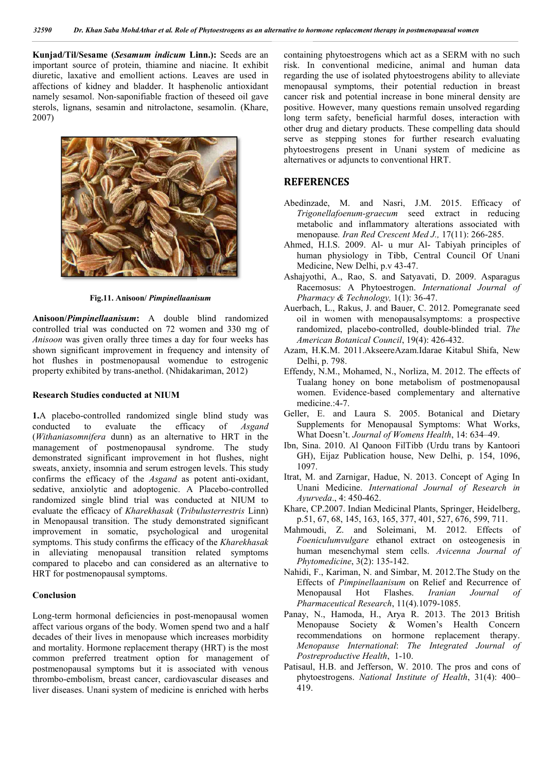**Kunjad/Til/Sesame (*Sesamum indicum* Linn.):** Seeds are an important source of protein, thiamine and niacine. It exhibit diuretic, laxative and emollient actions. Leaves are used in affections of kidney and bladder. It hasphenolic antioxidant namely sesamol. Non-saponifiable fraction of theseed oil gave sterols, lignans, sesamin and nitrolactone, sesamolin. (Khare, 2007)

Fig.11. Anisoon/ *Pimpinellaanisum*

**Anisoon/*Pimpinellaanisum*:** A double blind randomized controlled trial was conducted on 72 women and 330 mg of *Anisoon* was given orally three times a day for four weeks has shown significant improvement in frequency and intensity of hot flushes in postmenopausal womendue to estrogenic property exhibited by trans-anethol. (Nhidakariman, 2012)

### Research Studies conducted at NIUM

**1.**A placebo-controlled randomized single blind study was conducted to evaluate the efficacy of *Asgand* (*Withaniasomnifera* dunn) as an alternative to HRT in the management of postmenopausal syndrome. The study demonstrated significant improvement in hot flushes, night sweats, anxiety, insomnia and serum estrogen levels. This study confirms the efficacy of the *Asgand* as potent anti-oxidant, sedative, anxiolytic and adoptogenic. A Placebo-controlled randomized single blind trial was conducted at NIUM to evaluate the efficacy of *Kharekhasak* (*Tribulusterrestris* Linn) in Menopausal transition. The study demonstrated significant improvement in somatic, psychological and urogenital symptoms. This study confirms the efficacy of the *Kharekhasak* in alleviating menopausal transition related symptoms compared to placebo and can considered as an alternative to HRT for postmenopausal symptoms.

### Conclusion

Long-term hormonal deficiencies in post-menopausal women affect various organs of the body. Women spend two and a half decades of their lives in menopause which increases morbidity and mortality. Hormone replacement therapy (HRT) is the most common preferred treatment option for management of postmenopausal symptoms but it is associated with venous thrombo-embolism, breast cancer, cardiovascular diseases and liver diseases. Unani system of medicine is enriched with herbs containing phytoestrogens which act as a SERM with no such risk. In conventional medicine, animal and human data regarding the use of isolated phytoestrogens ability to alleviate menopausal symptoms, their potential reduction in breast cancer risk and potential increase in bone mineral density are positive. However, many questions remain unsolved regarding long term safety, beneficial harmful doses, interaction with other drug and dietary products. These compelling data should serve as stepping stones for further research evaluating phytoestrogens present in Unani system of medicine as alternatives or adjuncts to conventional HRT.

## REFERENCES

Abedinzade, M. and Nasri, J.M. 2015. Efficacy of *Trigonellafoenum-graecum* seed extract in reducing metabolic and inflammatory alterations associated with menopause. *Iran Red Crescent Med J.,* 17(11): 266-285.

Ahmed, H.I.S. 2009. Al- u mur Al- Tabiyah principles of human physiology in Tibb, Central Council Of Unani Medicine, New Delhi, p.v 43-47.

Ashajyothi, A., Rao, S. and Satyavati, D. 2009. Asparagus Racemosus: A Phytoestrogen. *International Journal of Pharmacy & Technology,* 1(1): 36-47.

Auerbach, L., Rakus, J. and Bauer, C. 2012. Pomegranate seed oil in women with menopausalsymptoms: a prospective randomized, placebo-controlled, double-blinded trial. *The American Botanical Council*, 19(4): 426-432.

Azam, H.K.M. 2011.AkseereAzam.Idarae Kitabul Shifa, New Delhi, p. 798.

Effendy, N.M., Mohamed, N., Norliza, M. 2012. The effects of Tualang honey on bone metabolism of postmenopausal women. Evidence-based complementary and alternative medicine.:4-7.

Geller, E. and Laura S. 2005. Botanical and Dietary Supplements for Menopausal Symptoms: What Works, What Doesn't. *Journal of Womens Health*, 14: 634–49.

Ibn, Sina. 2010. Al Qanoon FilTibb (Urdu trans by Kantoori GH), Eijaz Publication house, New Delhi, p. 154, 1096, 1097.

Itrat, M. and Zarnigar, Hadue, N. 2013. Concept of Aging In Unani Medicine. *International Journal of Research in Ayurveda*., 4: 450-462.

Khare, CP.2007. Indian Medicinal Plants, Springer, Heidelberg, p.51, 67, 68, 145, 163, 165, 377, 401, 527, 676, 599, 711.

Mahmoudi, Z. and Soleimani, M. 2012. Effects of *Foeniculumvulgare* ethanol extract on osteogenesis in human mesenchymal stem cells. *Avicenna Journal of Phytomedicine*, 3(2): 135-142.

Nahidi, F., Kariman, N. and Simbar, M. 2012.The Study on the Effects of *Pimpinellaanisum* on Relief and Recurrence of Menopausal Hot Flashes. *Iranian Journal of Pharmaceutical Research*, 11(4).1079-1085.

Panay, N., Hamoda, H., Arya R. 2013. The 2013 British Menopause Society & Women's Health Concern recommendations on hormone replacement therapy. *Menopause International*: *The Integrated Journal of Postreproductive Health*, 1-10.

Patisaul, H.B. and Jefferson, W. 2010. The pros and cons of phytoestrogens. *National Institute of Health*, 31(4): 400–419.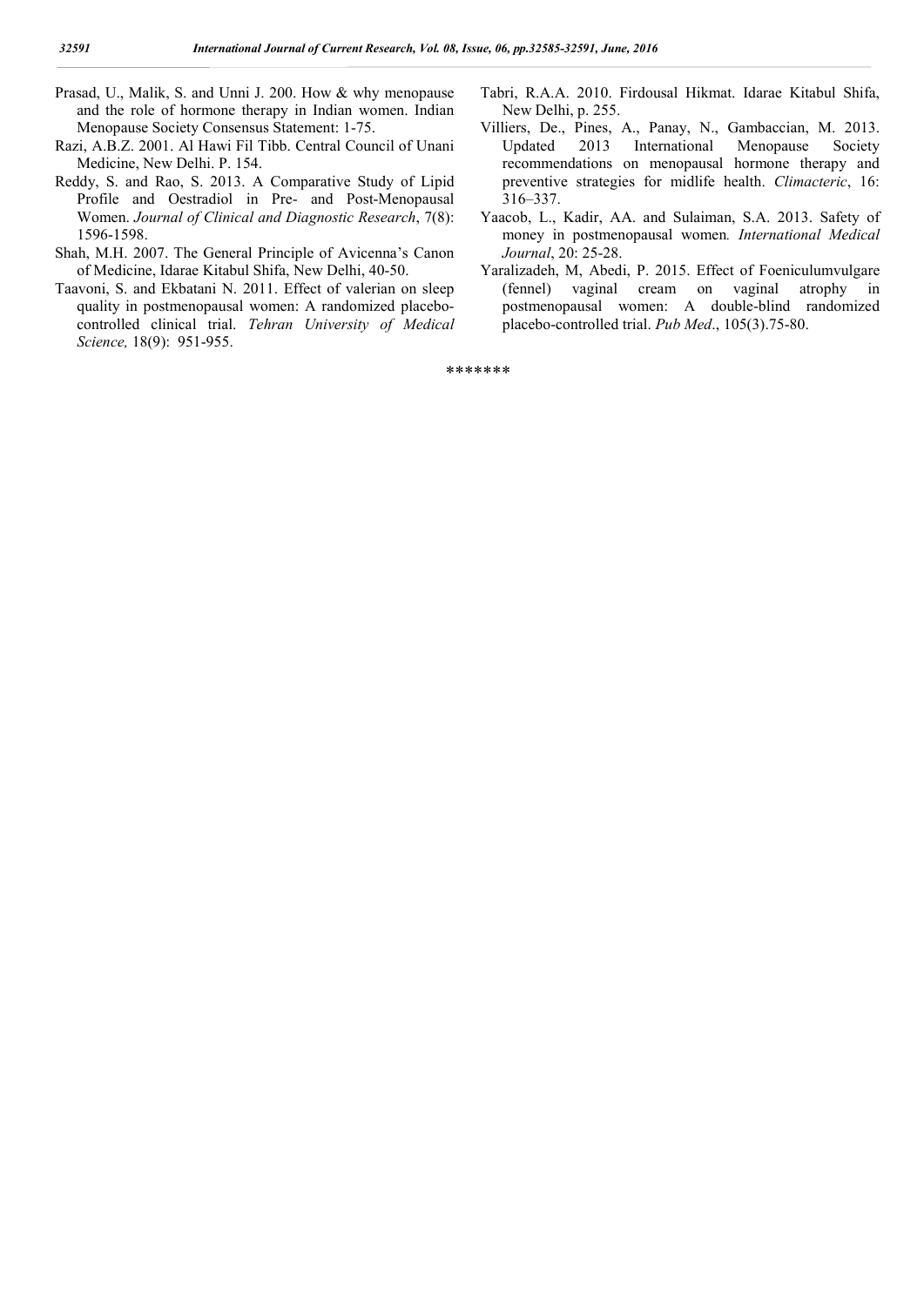Prasad, U., Malik, S. and Unni J. 200. How & why menopause and the role of hormone therapy in Indian women. Indian Menopause Society Consensus Statement: 1-75.

Razi, A.B.Z. 2001. Al Hawi Fil Tibb. Central Council of Unani Medicine, New Delhi. P. 154.

Reddy, S. and Rao, S. 2013. A Comparative Study of Lipid Profile and Oestradiol in Pre- and Post-Menopausal Women. *Journal of Clinical and Diagnostic Research*, 7(8): 1596-1598.

Shah, M.H. 2007. The General Principle of Avicenna's Canon of Medicine, Idarae Kitabul Shifa, New Delhi, 40-50.

Taavoni, S. and Ekbatani N. 2011. Effect of valerian on sleep quality in postmenopausal women: A randomized placebo-controlled clinical trial. *Tehran University of Medical Science,* 18(9): 951-955.

Tabri, R.A.A. 2010. Firdousal Hikmat. Idarae Kitabul Shifa, New Delhi, p. 255.

Villiers, De., Pines, A., Panay, N., Gambaccian, M. 2013. Updated 2013 International Menopause Society recommendations on menopausal hormone therapy and preventive strategies for midlife health. *Climacteric*, 16: 316–337.

Yaacob, L., Kadir, AA. and Sulaiman, S.A. 2013. Safety of money in postmenopausal women*. International Medical Journal*, 20: 25-28.

Yaralizadeh, M, Abedi, P. 2015. Effect of Foeniculumvulgare (fennel) vaginal cream on vaginal atrophy in postmenopausal women: A double-blind randomized placebo-controlled trial. *Pub Med*., 105(3).75-80.

*******